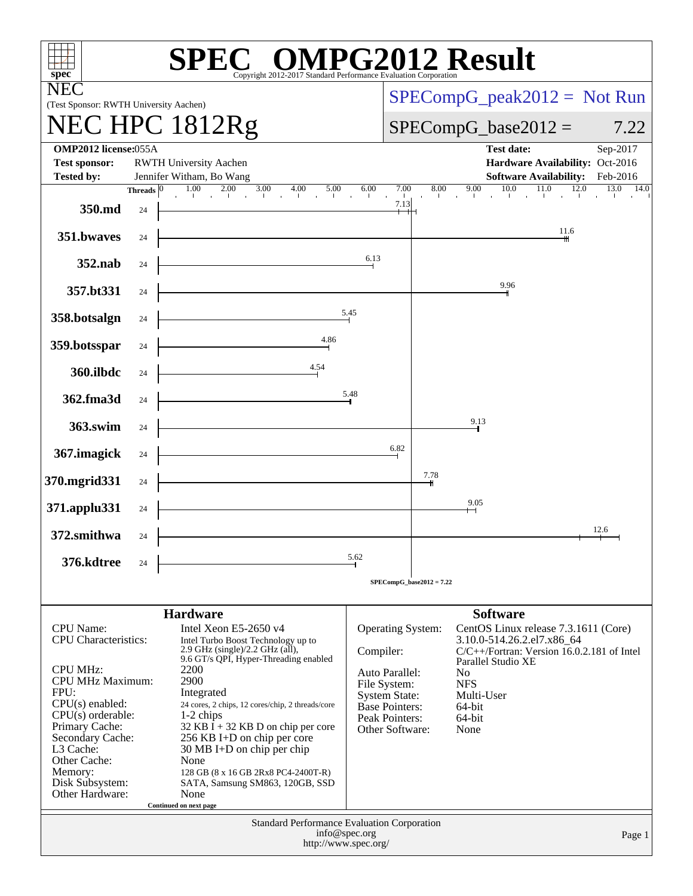# SPEC® OMPG2012 Result

Copyright 2012-2017 Standard Performance Evaluation Corporation

**NEC**
(Test Sponsor: RWTH University Aachen)

## NEC HPC 1812Rg

SPECompG_peak2012 = Not Run

SPECompG_base2012 = 7.22

| | | | |
|---|---|---|---|
| **OMP2012 license:** 055A | | **Test date:** | Sep-2017 |
| **Test sponsor:** | RWTH University Aachen | **Hardware Availability:** | Oct-2016 |
| **Tested by:** | Jennifer Witham, Bo Wang | **Software Availability:** | Feb-2016 |

| Benchmark | Threads | Base Ratio |
|---|---|---|
| 350.md | 24 | 7.13 |
| 351.bwaves | 24 | 11.6 |
| 352.nab | 24 | 6.13 |
| 357.bt331 | 24 | 9.96 |
| 358.botsalgn | 24 | 5.45 |
| 359.botsspar | 24 | 4.86 |
| 360.ilbdc | 24 | 4.54 |
| 362.fma3d | 24 | 5.48 |
| 363.swim | 24 | 9.13 |
| 367.imagick | 24 | 6.82 |
| 370.mgrid331 | 24 | 7.78 |
| 371.applu331 | 24 | 9.05 |
| 372.smithwa | 24 | 12.6 |
| 376.kdtree | 24 | 5.62 |

SPECompG_base2012 = 7.22

### Hardware

| | |
|---|---|
| CPU Name: | Intel Xeon E5-2650 v4 |
| CPU Characteristics: | Intel Turbo Boost Technology up to 2.9 GHz (single)/2.2 GHz (all), 9.6 GT/s QPI, Hyper-Threading enabled |
| CPU MHz: | 2200 |
| CPU MHz Maximum: | 2900 |
| FPU: | Integrated |
| CPU(s) enabled: | 24 cores, 2 chips, 12 cores/chip, 2 threads/core |
| CPU(s) orderable: | 1-2 chips |
| Primary Cache: | 32 KB I + 32 KB D on chip per core |
| Secondary Cache: | 256 KB I+D on chip per core |
| L3 Cache: | 30 MB I+D on chip per chip |
| Other Cache: | None |
| Memory: | 128 GB (8 x 16 GB 2Rx8 PC4-2400T-R) |
| Disk Subsystem: | SATA, Samsung SM863, 120GB, SSD |
| Other Hardware: | None |

Continued on next page

### Software

| | |
|---|---|
| Operating System: | CentOS Linux release 7.3.1611 (Core) 3.10.0-514.26.2.el7.x86_64 |
| Compiler: | C/C++/Fortran: Version 16.0.2.181 of Intel Parallel Studio XE |
| Auto Parallel: | No |
| File System: | NFS |
| System State: | Multi-User |
| Base Pointers: | 64-bit |
| Peak Pointers: | 64-bit |
| Other Software: | None |

Standard Performance Evaluation Corporation
info@spec.org
http://www.spec.org/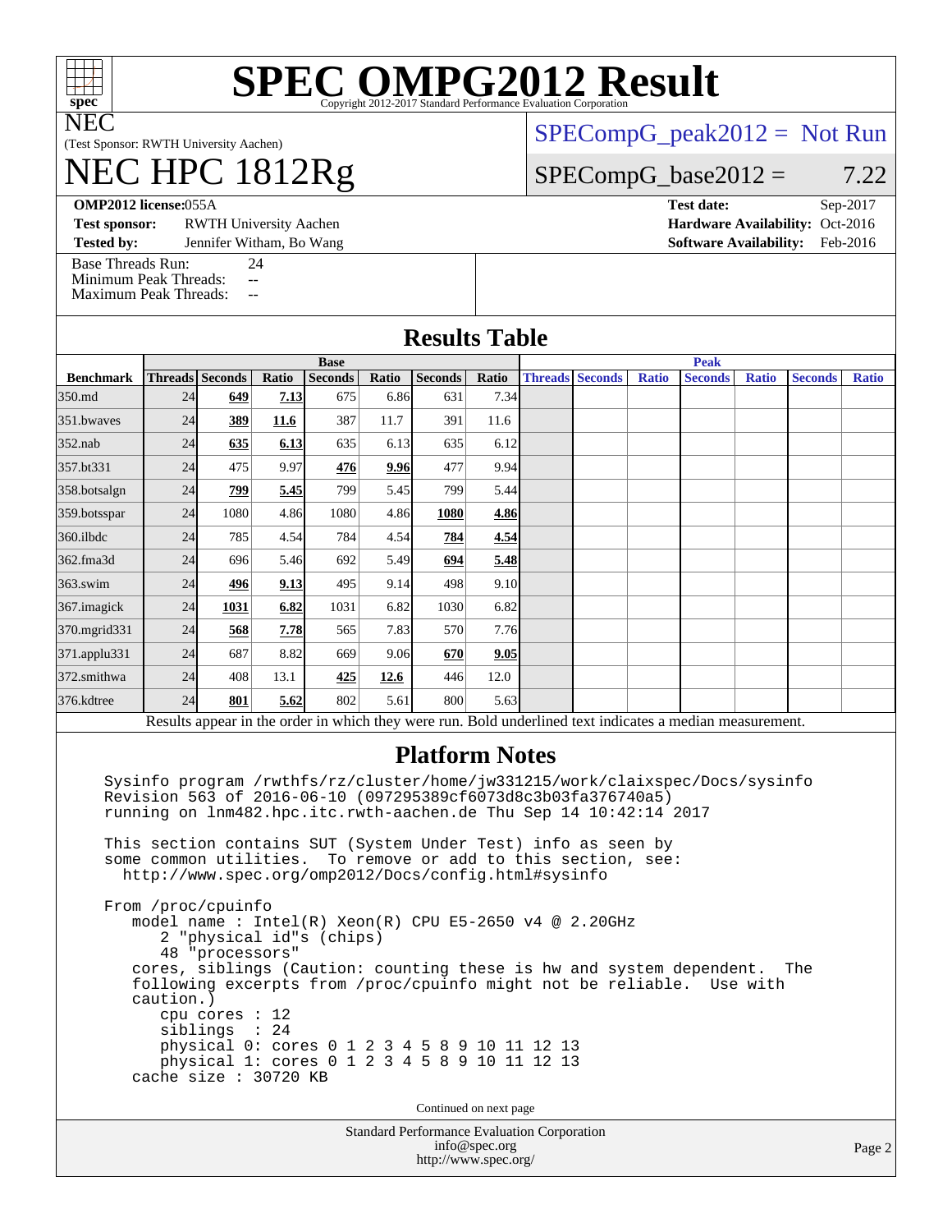# SPEC OMPG2012 Result

Copyright 2012-2017 Standard Performance Evaluation Corporation

**NEC**
(Test Sponsor: RWTH University Aachen)

# NEC HPC 1812Rg

SPECompG_peak2012 = Not Run

SPECompG_base2012 = 7.22

**OMP2012 license:** 055A
**Test sponsor:** RWTH University Aachen
**Tested by:** Jennifer Witham, Bo Wang

**Test date:** Sep-2017
**Hardware Availability:** Oct-2016
**Software Availability:** Feb-2016

Base Threads Run: 24
Minimum Peak Threads: --
Maximum Peak Threads: --

## Results Table

| Benchmark | Base | | | | | | | Peak | | | | | | |
|---|---|---|---|---|---|---|---|---|---|---|---|---|---|---|
| | Threads | Seconds | Ratio | Seconds | Ratio | Seconds | Ratio | Threads | Seconds | Ratio | Seconds | Ratio | Seconds | Ratio |
| 350.md | 24 | **649** | **7.13** | 675 | 6.86 | 631 | 7.34 | | | | | | | |
| 351.bwaves | 24 | **389** | **11.6** | 387 | 11.7 | 391 | 11.6 | | | | | | | |
| 352.nab | 24 | **635** | **6.13** | 635 | 6.13 | 635 | 6.12 | | | | | | | |
| 357.bt331 | 24 | 475 | 9.97 | **476** | **9.96** | 477 | 9.94 | | | | | | | |
| 358.botsalgn | 24 | **799** | **5.45** | 799 | 5.45 | 799 | 5.44 | | | | | | | |
| 359.botsspar | 24 | 1080 | 4.86 | 1080 | 4.86 | **1080** | **4.86** | | | | | | | |
| 360.ilbdc | 24 | 785 | 4.54 | 784 | 4.54 | **784** | **4.54** | | | | | | | |
| 362.fma3d | 24 | 696 | 5.46 | 692 | 5.49 | **694** | **5.48** | | | | | | | |
| 363.swim | 24 | **496** | **9.13** | 495 | 9.14 | 498 | 9.10 | | | | | | | |
| 367.imagick | 24 | **1031** | **6.82** | 1031 | 6.82 | 1030 | 6.82 | | | | | | | |
| 370.mgrid331 | 24 | **568** | **7.78** | 565 | 7.83 | 570 | 7.76 | | | | | | | |
| 371.applu331 | 24 | 687 | 8.82 | 669 | 9.06 | **670** | **9.05** | | | | | | | |
| 372.smithwa | 24 | 408 | 13.1 | **425** | **12.6** | 446 | 12.0 | | | | | | | |
| 376.kdtree | 24 | **801** | **5.62** | 802 | 5.61 | 800 | 5.63 | | | | | | | |

Results appear in the order in which they were run. Bold underlined text indicates a median measurement.

## Platform Notes

```
Sysinfo program /rwthfs/rz/cluster/home/jw331215/work/claixspec/Docs/sysinfo
Revision 563 of 2016-06-10 (097295389cf6073d8c3b03fa376740a5)
running on lnm482.hpc.itc.rwth-aachen.de Thu Sep 14 10:42:14 2017

This section contains SUT (System Under Test) info as seen by
some common utilities.  To remove or add to this section, see:
  http://www.spec.org/omp2012/Docs/config.html#sysinfo

From /proc/cpuinfo
   model name : Intel(R) Xeon(R) CPU E5-2650 v4 @ 2.20GHz
      2 "physical id"s (chips)
      48 "processors"
   cores, siblings (Caution: counting these is hw and system dependent.  The
   following excerpts from /proc/cpuinfo might not be reliable.  Use with
   caution.)
      cpu cores : 12
      siblings  : 24
      physical 0: cores 0 1 2 3 4 5 8 9 10 11 12 13
      physical 1: cores 0 1 2 3 4 5 8 9 10 11 12 13
   cache size : 30720 KB
```

Continued on next page

Standard Performance Evaluation Corporation
info@spec.org
http://www.spec.org/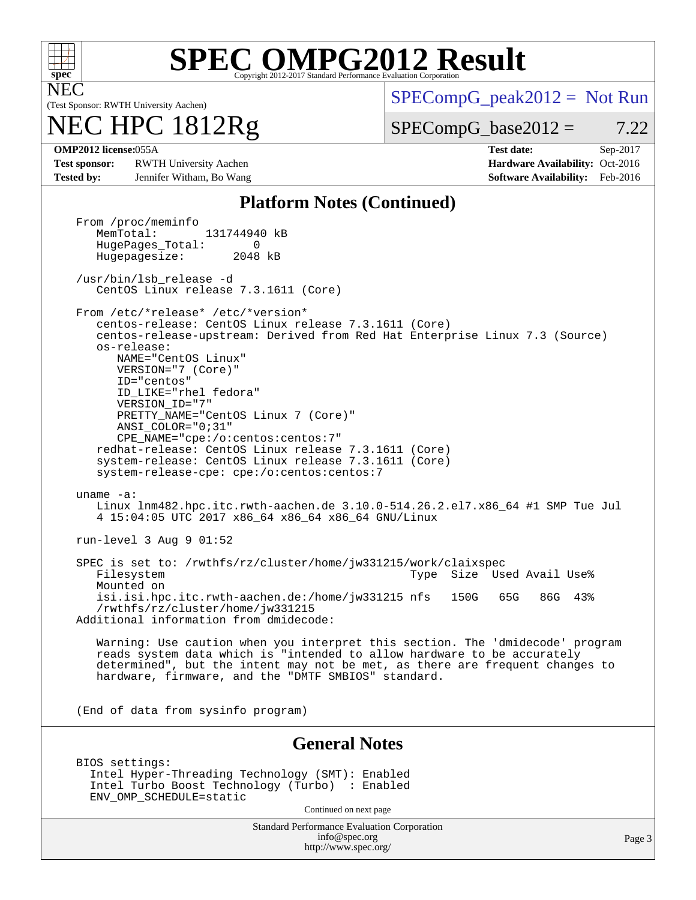# SPEC OMPG2012 Result

NEC
(Test Sponsor: RWTH University Aachen)

# NEC HPC 1812Rg

SPECompG_peak2012 = Not Run

SPECompG_base2012 = 7.22

**OMP2012 license:** 055A
**Test sponsor:** RWTH University Aachen
**Tested by:** Jennifer Witham, Bo Wang
**Test date:** Sep-2017
**Hardware Availability:** Oct-2016
**Software Availability:** Feb-2016

## Platform Notes (Continued)

```
From /proc/meminfo
   MemTotal:       131744940 kB
   HugePages_Total:       0
   Hugepagesize:       2048 kB

/usr/bin/lsb_release -d
   CentOS Linux release 7.3.1611 (Core)

From /etc/*release* /etc/*version*
   centos-release: CentOS Linux release 7.3.1611 (Core)
   centos-release-upstream: Derived from Red Hat Enterprise Linux 7.3 (Source)
   os-release:
      NAME="CentOS Linux"
      VERSION="7 (Core)"
      ID="centos"
      ID_LIKE="rhel fedora"
      VERSION_ID="7"
      PRETTY_NAME="CentOS Linux 7 (Core)"
      ANSI_COLOR="0;31"
      CPE_NAME="cpe:/o:centos:centos:7"
   redhat-release: CentOS Linux release 7.3.1611 (Core)
   system-release: CentOS Linux release 7.3.1611 (Core)
   system-release-cpe: cpe:/o:centos:centos:7

uname -a:
   Linux lnm482.hpc.itc.rwth-aachen.de 3.10.0-514.26.2.el7.x86_64 #1 SMP Tue Jul
   4 15:04:05 UTC 2017 x86_64 x86_64 x86_64 GNU/Linux

run-level 3 Aug 9 01:52

SPEC is set to: /rwthfs/rz/cluster/home/jw331215/work/claixspec
   Filesystem                                     Type  Size  Used Avail Use%
   Mounted on
   isi.isi.hpc.itc.rwth-aachen.de:/home/jw331215 nfs   150G   65G   86G  43%
   /rwthfs/rz/cluster/home/jw331215
Additional information from dmidecode:

   Warning: Use caution when you interpret this section. The 'dmidecode' program
   reads system data which is "intended to allow hardware to be accurately
   determined", but the intent may not be met, as there are frequent changes to
   hardware, firmware, and the "DMTF SMBIOS" standard.


(End of data from sysinfo program)
```

## General Notes

```
BIOS settings:
  Intel Hyper-Threading Technology (SMT): Enabled
  Intel Turbo Boost Technology (Turbo)  : Enabled
  ENV_OMP_SCHEDULE=static
```

Continued on next page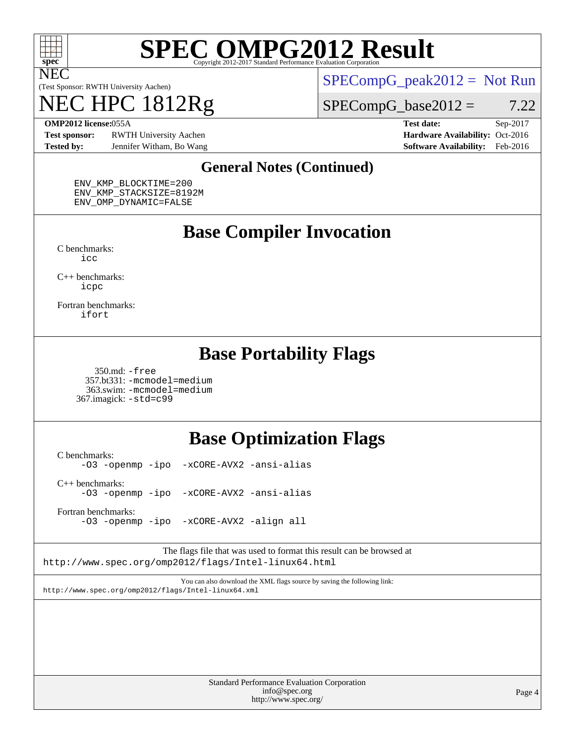## General Notes (Continued)

```
ENV_KMP_BLOCKTIME=200
ENV_KMP_STACKSIZE=8192M
ENV_OMP_DYNAMIC=FALSE
```

## Base Compiler Invocation

C benchmarks:
`icc`

C++ benchmarks:
`icpc`

Fortran benchmarks:
`ifort`

## Base Portability Flags

350.md: `-free`
357.bt331: `-mcmodel=medium`
363.swim: `-mcmodel=medium`
367.imagick: `-std=c99`

## Base Optimization Flags

C benchmarks:
`-O3 -openmp -ipo -xCORE-AVX2 -ansi-alias`

C++ benchmarks:
`-O3 -openmp -ipo -xCORE-AVX2 -ansi-alias`

Fortran benchmarks:
`-O3 -openmp -ipo -xCORE-AVX2 -align all`

The flags file that was used to format this result can be browsed at
`http://www.spec.org/omp2012/flags/Intel-linux64.html`

You can also download the XML flags source by saving the following link:
`http://www.spec.org/omp2012/flags/Intel-linux64.xml`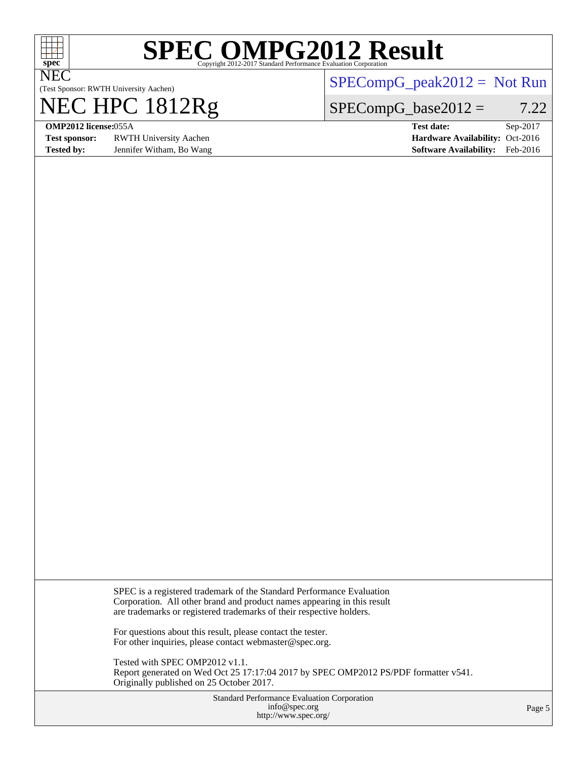SPEC is a registered trademark of the Standard Performance Evaluation Corporation. All other brand and product names appearing in this result are trademarks or registered trademarks of their respective holders.

For questions about this result, please contact the tester.
For other inquiries, please contact webmaster@spec.org.

Tested with SPEC OMP2012 v1.1.
Report generated on Wed Oct 25 17:17:04 2017 by SPEC OMP2012 PS/PDF formatter v541.
Originally published on 25 October 2017.